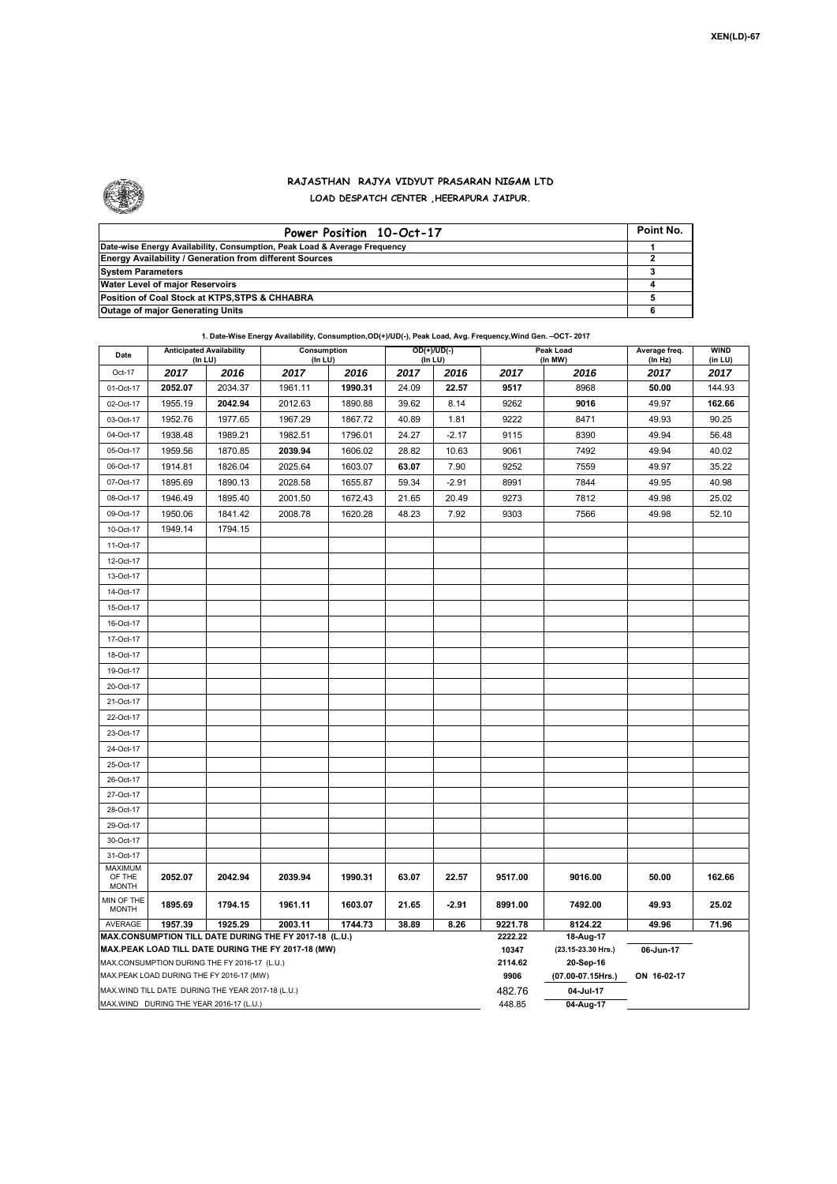XEN(LD)-67

## RAJASTHAN RAJYA VIDYUT PRASARAN NIGAM LTD
### LOAD DESPATCH CENTER ,HEERAPURA JAIPUR.

| Power Position 10-Oct-17 | Point No. |
|---|---|
| Date-wise Energy Availability, Consumption, Peak Load & Average Frequency | 1 |
| Energy Availability / Generation from different Sources | 2 |
| System Parameters | 3 |
| Water Level of major Reservoirs | 4 |
| Position of Coal Stock at KTPS,STPS & CHHABRA | 5 |
| Outage of major Generating Units | 6 |

**1. Date-Wise Energy Availability, Consumption,OD(+)/UD(-), Peak Load, Avg. Frequency,Wind Gen. –OCT- 2017**

| Date | Anticipated Availability (In LU) | | Consumption (In LU) | | OD(+)/UD(-) (In LU) | | Peak Load (In MW) | | Average freq. (In Hz) | WIND (in LU) |
|---|---|---|---|---|---|---|---|---|---|---|
| Oct-17 | 2017 | 2016 | 2017 | 2016 | 2017 | 2016 | 2017 | 2016 | 2017 | 2017 |
| 01-Oct-17 | 2052.07 | 2034.37 | 1961.11 | 1990.31 | 24.09 | 22.57 | 9517 | 8968 | 50.00 | 144.93 |
| 02-Oct-17 | 1955.19 | 2042.94 | 2012.63 | 1890.88 | 39.62 | 8.14 | 9262 | 9016 | 49.97 | 162.66 |
| 03-Oct-17 | 1952.76 | 1977.65 | 1967.29 | 1867.72 | 40.89 | 1.81 | 9222 | 8471 | 49.93 | 90.25 |
| 04-Oct-17 | 1938.48 | 1989.21 | 1982.51 | 1796.01 | 24.27 | -2.17 | 9115 | 8390 | 49.94 | 56.48 |
| 05-Oct-17 | 1959.56 | 1870.85 | 2039.94 | 1606.02 | 28.82 | 10.63 | 9061 | 7492 | 49.94 | 40.02 |
| 06-Oct-17 | 1914.81 | 1826.04 | 2025.64 | 1603.07 | 63.07 | 7.90 | 9252 | 7559 | 49.97 | 35.22 |
| 07-Oct-17 | 1895.69 | 1890.13 | 2028.58 | 1655.87 | 59.34 | -2.91 | 8991 | 7844 | 49.95 | 40.98 |
| 08-Oct-17 | 1946.49 | 1895.40 | 2001.50 | 1672.43 | 21.65 | 20.49 | 9273 | 7812 | 49.98 | 25.02 |
| 09-Oct-17 | 1950.06 | 1841.42 | 2008.78 | 1620.28 | 48.23 | 7.92 | 9303 | 7566 | 49.98 | 52.10 |
| 10-Oct-17 | 1949.14 | 1794.15 | | | | | | | | |
| 11-Oct-17 | | | | | | | | | | |
| 12-Oct-17 | | | | | | | | | | |
| 13-Oct-17 | | | | | | | | | | |
| 14-Oct-17 | | | | | | | | | | |
| 15-Oct-17 | | | | | | | | | | |
| 16-Oct-17 | | | | | | | | | | |
| 17-Oct-17 | | | | | | | | | | |
| 18-Oct-17 | | | | | | | | | | |
| 19-Oct-17 | | | | | | | | | | |
| 20-Oct-17 | | | | | | | | | | |
| 21-Oct-17 | | | | | | | | | | |
| 22-Oct-17 | | | | | | | | | | |
| 23-Oct-17 | | | | | | | | | | |
| 24-Oct-17 | | | | | | | | | | |
| 25-Oct-17 | | | | | | | | | | |
| 26-Oct-17 | | | | | | | | | | |
| 27-Oct-17 | | | | | | | | | | |
| 28-Oct-17 | | | | | | | | | | |
| 29-Oct-17 | | | | | | | | | | |
| 30-Oct-17 | | | | | | | | | | |
| 31-Oct-17 | | | | | | | | | | |
| MAXIMUM OF THE MONTH | 2052.07 | 2042.94 | 2039.94 | 1990.31 | 63.07 | 22.57 | 9517.00 | 9016.00 | 50.00 | 162.66 |
| MIN OF THE MONTH | 1895.69 | 1794.15 | 1961.11 | 1603.07 | 21.65 | -2.91 | 8991.00 | 7492.00 | 49.93 | 25.02 |
| AVERAGE | 1957.39 | 1925.29 | 2003.11 | 1744.73 | 38.89 | 8.26 | 9221.78 | 8124.22 | 49.96 | 71.96 |
| MAX.CONSUMPTION TILL DATE DURING THE FY 2017-18 (L.U.) | | | | | | | 2222.22 | 18-Aug-17 | | |
| MAX.PEAK LOAD TILL DATE DURING THE FY 2017-18 (MW) | | | | | | | 10347 | (23.15-23.30 Hrs.) | 06-Jun-17 | |
| MAX.CONSUMPTION DURING THE FY 2016-17 (L.U.) | | | | | | | 2114.62 | 20-Sep-16 | | |
| MAX.PEAK LOAD DURING THE FY 2016-17 (MW) | | | | | | | 9906 | (07.00-07.15Hrs.) | ON 16-02-17 | |
| MAX.WIND TILL DATE DURING THE YEAR 2017-18 (L.U.) | | | | | | | 482.76 | 04-Jul-17 | | |
| MAX.WIND DURING THE YEAR 2016-17 (L.U.) | | | | | | | 448.85 | 04-Aug-17 | | |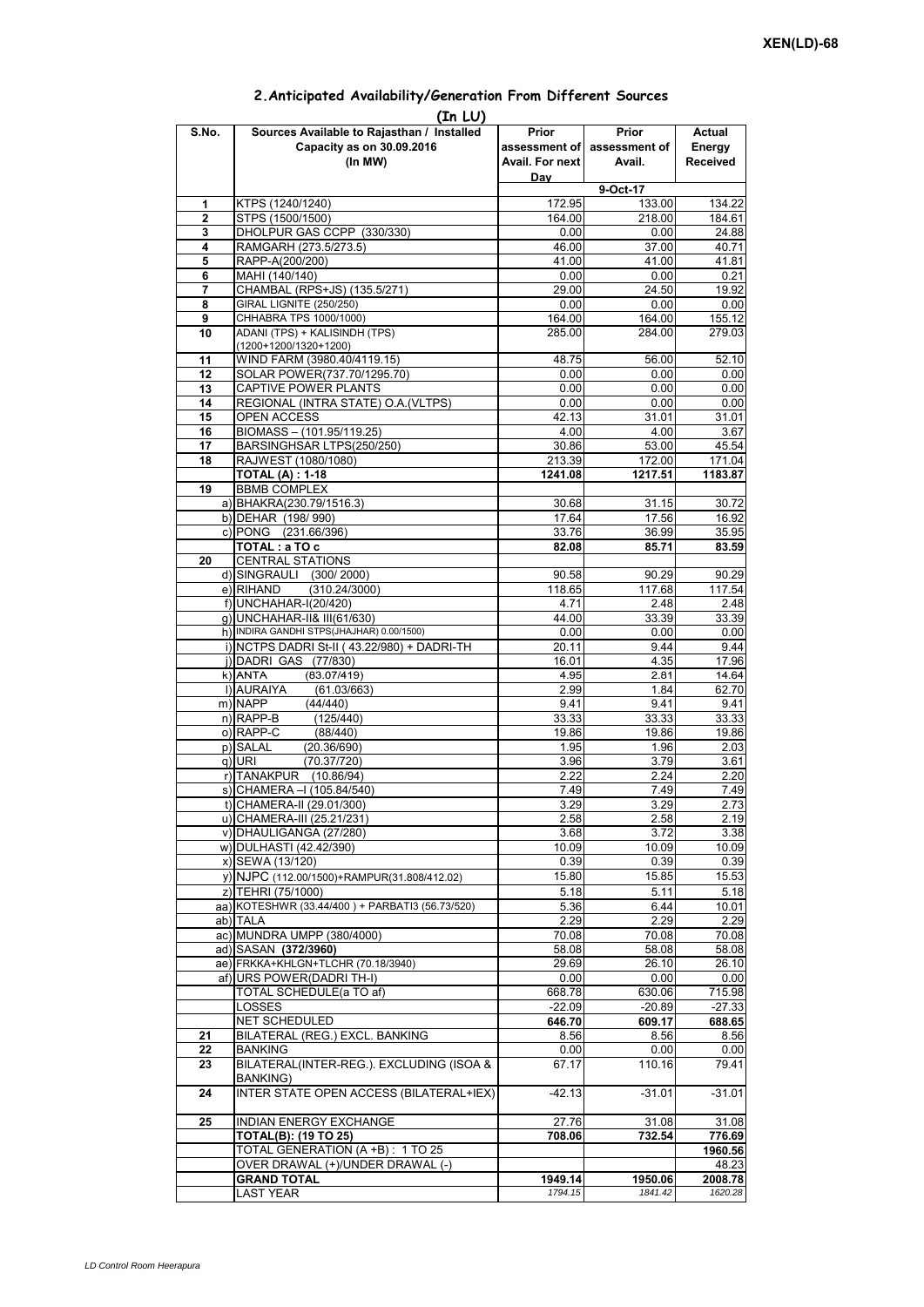XEN(LD)-68

## 2.Anticipated Availability/Generation From Different Sources

(In LU)

| S.No. | Sources Available to Rajasthan / Installed Capacity as on 30.09.2016 (In MW) | Prior assessment of Avail. For next Day | Prior assessment of Avail. | Actual Energy Received |
|---|---|---|---|---|
| | | | 9-Oct-17 | |
| 1 | KTPS (1240/1240) | 172.95 | 133.00 | 134.22 |
| 2 | STPS (1500/1500) | 164.00 | 218.00 | 184.61 |
| 3 | DHOLPUR GAS CCPP (330/330) | 0.00 | 0.00 | 24.88 |
| 4 | RAMGARH (273.5/273.5) | 46.00 | 37.00 | 40.71 |
| 5 | RAPP-A(200/200) | 41.00 | 41.00 | 41.81 |
| 6 | MAHI (140/140) | 0.00 | 0.00 | 0.21 |
| 7 | CHAMBAL (RPS+JS) (135.5/271) | 29.00 | 24.50 | 19.92 |
| 8 | GIRAL LIGNITE (250/250) | 0.00 | 0.00 | 0.00 |
| 9 | CHHABRA TPS 1000/1000) | 164.00 | 164.00 | 155.12 |
| 10 | ADANI (TPS) + KALISINDH (TPS) (1200+1200/1320+1200) | 285.00 | 284.00 | 279.03 |
| 11 | WIND FARM (3980.40/4119.15) | 48.75 | 56.00 | 52.10 |
| 12 | SOLAR POWER(737.70/1295.70) | 0.00 | 0.00 | 0.00 |
| 13 | CAPTIVE POWER PLANTS | 0.00 | 0.00 | 0.00 |
| 14 | REGIONAL (INTRA STATE) O.A.(VLTPS) | 0.00 | 0.00 | 0.00 |
| 15 | OPEN ACCESS | 42.13 | 31.01 | 31.01 |
| 16 | BIOMASS – (101.95/119.25) | 4.00 | 4.00 | 3.67 |
| 17 | BARSINGHSAR LTPS(250/250) | 30.86 | 53.00 | 45.54 |
| 18 | RAJWEST (1080/1080) | 213.39 | 172.00 | 171.04 |
| | **TOTAL (A) : 1-18** | **1241.08** | **1217.51** | **1183.87** |
| 19 | BBMB COMPLEX | | | |
| | a) BHAKRA(230.79/1516.3) | 30.68 | 31.15 | 30.72 |
| | b) DEHAR (198/ 990) | 17.64 | 17.56 | 16.92 |
| | c) PONG (231.66/396) | 33.76 | 36.99 | 35.95 |
| | **TOTAL : a TO c** | **82.08** | **85.71** | **83.59** |
| 20 | CENTRAL STATIONS | | | |
| | d) SINGRAULI (300/ 2000) | 90.58 | 90.29 | 90.29 |
| | e) RIHAND (310.24/3000) | 118.65 | 117.68 | 117.54 |
| | f) UNCHAHAR-I(20/420) | 4.71 | 2.48 | 2.48 |
| | g) UNCHAHAR-II& III(61/630) | 44.00 | 33.39 | 33.39 |
| | h) INDIRA GANDHI STPS(JHAJHAR) 0.00/1500) | 0.00 | 0.00 | 0.00 |
| | i) NCTPS DADRI St-II ( 43.22/980) + DADRI-TH | 20.11 | 9.44 | 9.44 |
| | j) DADRI GAS (77/830) | 16.01 | 4.35 | 17.96 |
| | k) ANTA (83.07/419) | 4.95 | 2.81 | 14.64 |
| | l) AURAIYA (61.03/663) | 2.99 | 1.84 | 62.70 |
| | m) NAPP (44/440) | 9.41 | 9.41 | 9.41 |
| | n) RAPP-B (125/440) | 33.33 | 33.33 | 33.33 |
| | o) RAPP-C (88/440) | 19.86 | 19.86 | 19.86 |
| | p) SALAL (20.36/690) | 1.95 | 1.96 | 2.03 |
| | q) URI (70.37/720) | 3.96 | 3.79 | 3.61 |
| | r) TANAKPUR (10.86/94) | 2.22 | 2.24 | 2.20 |
| | s) CHAMERA –I (105.84/540) | 7.49 | 7.49 | 7.49 |
| | t) CHAMERA-II (29.01/300) | 3.29 | 3.29 | 2.73 |
| | u) CHAMERA-III (25.21/231) | 2.58 | 2.58 | 2.19 |
| | v) DHAULIGANGA (27/280) | 3.68 | 3.72 | 3.38 |
| | w) DULHASTI (42.42/390) | 10.09 | 10.09 | 10.09 |
| | x) SEWA (13/120) | 0.39 | 0.39 | 0.39 |
| | y) NJPC (112.00/1500)+RAMPUR(31.808/412.02) | 15.80 | 15.85 | 15.53 |
| | z) TEHRI (75/1000) | 5.18 | 5.11 | 5.18 |
| | aa) KOTESHWR (33.44/400 ) + PARBATI3 (56.73/520) | 5.36 | 6.44 | 10.01 |
| | ab) TALA | 2.29 | 2.29 | 2.29 |
| | ac) MUNDRA UMPP (380/4000) | 70.08 | 70.08 | 70.08 |
| | ad) SASAN **(372/3960)** | 58.08 | 58.08 | 58.08 |
| | ae) FRKKA+KHLGN+TLCHR (70.18/3940) | 29.69 | 26.10 | 26.10 |
| | af) URS POWER(DADRI TH-I) | 0.00 | 0.00 | 0.00 |
| | TOTAL SCHEDULE(a TO af) | 668.78 | 630.06 | 715.98 |
| | LOSSES | -22.09 | -20.89 | -27.33 |
| | NET SCHEDULED | **646.70** | **609.17** | **688.65** |
| 21 | BILATERAL (REG.) EXCL. BANKING | 8.56 | 8.56 | 8.56 |
| 22 | BANKING | 0.00 | 0.00 | 0.00 |
| 23 | BILATERAL(INTER-REG.). EXCLUDING (ISOA & BANKING) | 67.17 | 110.16 | 79.41 |
| 24 | INTER STATE OPEN ACCESS (BILATERAL+IEX) | -42.13 | -31.01 | -31.01 |
| 25 | INDIAN ENERGY EXCHANGE | 27.76 | 31.08 | 31.08 |
| | **TOTAL(B): (19 TO 25)** | **708.06** | **732.54** | **776.69** |
| | TOTAL GENERATION (A +B) : 1 TO 25 | | | **1960.56** |
| | OVER DRAWAL (+)/UNDER DRAWAL (-) | | | 48.23 |
| | **GRAND TOTAL** | **1949.14** | **1950.06** | **2008.78** |
| | LAST YEAR | *1794.15* | *1841.42* | *1620.28* |

LD Control Room Heerapura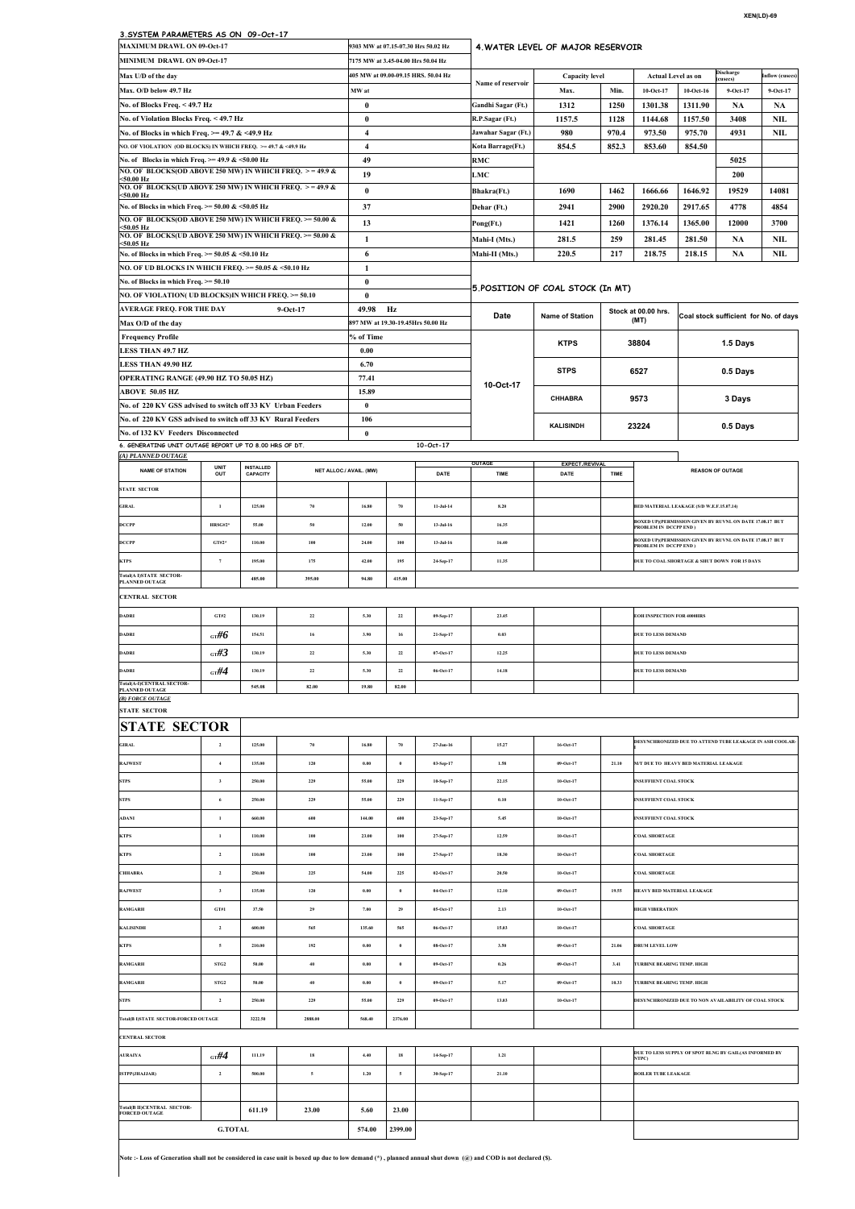### 3.SYSTEM PARAMETERS AS ON 09-Oct-17

| | |
|---|---|
| MAXIMUM DRAWL ON 09-Oct-17 | 9303 MW at 07.15-07.30 Hrs 50.02 Hz |
| MINIMUM DRAWL ON 09-Oct-17 | 7175 MW at 3.45-04.00 Hrs 50.04 Hz |
| Max U/D of the day | 405 MW at 09.00-09.15 HRS. 50.04 Hz |
| Max. O/D below 49.7 Hz | MW at |
| No. of Blocks Freq. < 49.7 Hz | 0 |
| No. of Violation Blocks Freq. < 49.7 Hz | 0 |
| No. of Blocks in which Freq. >= 49.7 & <49.9 Hz | 4 |
| NO. OF VIOLATION (OD BLOCKS) IN WHICH FREQ. >= 49.7 & <49.9 Hz | 4 |
| No. of Blocks in which Freq. >= 49.9 & <50.00 Hz | 49 |
| NO. OF BLOCKS(OD ABOVE 250 MW) IN WHICH FREQ. >= 49.9 & <50.00 Hz | 19 |
| NO. OF BLOCKS(UD ABOVE 250 MW) IN WHICH FREQ. >= 49.9 & <50.00 Hz | 0 |
| No. of Blocks in which Freq. >= 50.00 & <50.05 Hz | 37 |
| NO. OF BLOCKS(OD ABOVE 250 MW) IN WHICH FREQ. >= 50.00 & <50.05 Hz | 13 |
| NO. OF BLOCKS(UD ABOVE 250 MW) IN WHICH FREQ. >= 50.00 & <50.05 Hz | 1 |
| No. of Blocks in which Freq. >= 50.05 & <50.10 Hz | 6 |
| NO. OF UD BLOCKS IN WHICH FREQ. >= 50.05 & <50.10 Hz | 1 |
| No. of Blocks in which Freq. >= 50.10 | 0 |
| NO. OF VIOLATION( UD BLOCKS)IN WHICH FREQ. >= 50.10 | 0 |
| AVERAGE FREQ. FOR THE DAY 9-Oct-17 | 49.98 Hz |
| Max O/D of the day | 897 MW at 19.30-19.45Hrs 50.00 Hz |
| Frequency Profile | % of Time |
| LESS THAN 49.7 HZ | 0.00 |
| LESS THAN 49.90 HZ | 6.70 |
| OPERATING RANGE (49.90 HZ TO 50.05 HZ) | 77.41 |
| ABOVE 50.05 HZ | 15.89 |
| No. of 220 KV GSS advised to switch off 33 KV Urban Feeders | 0 |
| No. of 220 KV GSS advised to switch off 33 KV Rural Feeders | 106 |
| No. of 132 KV Feeders Disconnected | 0 |

### 4.WATER LEVEL OF MAJOR RESERVOIR

| Name of reservoir | Capacity level | | Actual Level as on | | Discharge (cusecs) | Inflow (cusecs) |
|---|---|---|---|---|---|---|
| | Max. | Min. | 10-Oct-17 | 10-Oct-16 | 9-Oct-17 | 9-Oct-17 |
| Gandhi Sagar (Ft.) | 1312 | 1250 | 1301.38 | 1311.90 | NA | NA |
| R.P.Sagar (Ft.) | 1157.5 | 1128 | 1144.68 | 1157.50 | 3408 | NIL |
| Jawahar Sagar (Ft.) | 980 | 970.4 | 973.50 | 975.70 | 4931 | NIL |
| Kota Barrage(Ft.) | 854.5 | 852.3 | 853.60 | 854.50 | | |
| RMC | | | | | 5025 | |
| LMC | | | | | 200 | |
| Bhakra(Ft.) | 1690 | 1462 | 1666.66 | 1646.92 | 19529 | 14081 |
| Dehar (Ft.) | 2941 | 2900 | 2920.20 | 2917.65 | 4778 | 4854 |
| Pong(Ft.) | 1421 | 1260 | 1376.14 | 1365.00 | 12000 | 3700 |
| Mahi-I (Mts.) | 281.5 | 259 | 281.45 | 281.50 | NA | NIL |
| Mahi-II (Mts.) | 220.5 | 217 | 218.75 | 218.15 | NA | NIL |

### 5.POSITION OF COAL STOCK (In MT)

| Date | Name of Station | Stock at 00.00 hrs. (MT) | Coal stock sufficient for No. of days |
|---|---|---|---|
| 10-Oct-17 | KTPS | 38804 | 1.5 Days |
| | STPS | 6527 | 0.5 Days |
| | CHHABRA | 9573 | 3 Days |
| | KALISINDH | 23224 | 0.5 Days |

### 6. GENERATING UNIT OUTAGE REPORT UP TO 8.00 HRS OF DT. 10-Oct-17

| NAME OF STATION | UNIT OUT | INSTALLED CAPACITY | NET ALLOC./ AVAIL. (MW) | | | OUTAGE DATE | OUTAGE TIME | EXPECT./REVIVAL DATE | EXPECT./REVIVAL TIME | REASON OF OUTAGE |
|---|---|---|---|---|---|---|---|---|---|---|
| **(A) PLANNED OUTAGE** | | | | | | | | | | |
| STATE SECTOR | | | | | | | | | | |
| GIRAL | 1 | 125.00 | 70 | 16.80 | 70 | 11-Jul-14 | 8.20 | | | BED MATERIAL LEAKAGE (S/D W.E.F.15.07.14) |
| DCCPP | HRSG#2* | 55.00 | 50 | 12.00 | 50 | 13-Jul-16 | 16.35 | | | BOXED UP(PERMISSION GIVEN BY RUVNL ON DATE 17.08.17 BUT PROBLEM IN DCCPP END ) |
| DCCPP | GT#2* | 110.00 | 100 | 24.00 | 100 | 13-Jul-16 | 16.40 | | | BOXED UP(PERMISSION GIVEN BY RUVNL ON DATE 17.08.17 BUT PROBLEM IN DCCPP END ) |
| KTPS | 7 | 195.00 | 175 | 42.00 | 195 | 24-Sep-17 | 11.35 | | | DUE TO COAL SHORTAGE & SHUT DOWN FOR 15 DAYS |
| Total(A I)STATE SECTOR-PLANNED OUTAGE | | 485.00 | 395.00 | 94.80 | 415.00 | | | | | |
| CENTRAL SECTOR | | | | | | | | | | |
| DADRI | GT#2 | 130.19 | 22 | 5.30 | 22 | 09-Sep-17 | 23.45 | | | EOH INSPECTION FOR 4000HRS |
| DADRI | GT#6 | 154.51 | 16 | 3.90 | 16 | 21-Sep-17 | 0.03 | | | DUE TO LESS DEMAND |
| DADRI | GT#3 | 130.19 | 22 | 5.30 | 22 | 07-Oct-17 | 12.25 | | | DUE TO LESS DEMAND |
| DADRI | GT#4 | 130.19 | 22 | 5.30 | 22 | 06-Oct-17 | 14.18 | | | DUE TO LESS DEMAND |
| Total(A-I)CENTRAL SECTOR-PLANNED OUTAGE | | 545.08 | 82.00 | 19.80 | 82.00 | | | | | |
| **(B) FORCE OUTAGE** | | | | | | | | | | |
| **STATE SECTOR** | | | | | | | | | | |
| GIRAL | 2 | 125.00 | 70 | 16.80 | 70 | 27-Jan-16 | 15.27 | 16-Oct-17 | | DESYNCHRONIZED DUE TO ATTEND TUBE LEAKAGE IN ASH COOLAR-I |
| RAJWEST | 4 | 135.00 | 120 | 0.00 | 0 | 03-Sep-17 | 1.58 | 09-Oct-17 | 21.10 | S/T DUE TO HEAVY BED MATERIAL LEAKAGE |
| STPS | 3 | 250.00 | 229 | 55.00 | 229 | 10-Sep-17 | 22.15 | 10-Oct-17 | | INSUFFIENT COAL STOCK |
| STPS | 6 | 250.00 | 229 | 55.00 | 229 | 11-Sep-17 | 0.10 | 10-Oct-17 | | INSUFFIENT COAL STOCK |
| ADANI | 1 | 660.00 | 600 | 144.00 | 600 | 23-Sep-17 | 5.45 | 10-Oct-17 | | INSUFFIENT COAL STOCK |
| KTPS | 1 | 110.00 | 100 | 23.00 | 100 | 27-Sep-17 | 12.59 | 10-Oct-17 | | COAL SHORTAGE |
| KTPS | 2 | 110.00 | 100 | 23.00 | 100 | 27-Sep-17 | 18.30 | 10-Oct-17 | | COAL SHORTAGE |
| CHHABRA | 2 | 250.00 | 225 | 54.00 | 225 | 02-Oct-17 | 20.50 | 10-Oct-17 | | COAL SHORTAGE |
| RAJWEST | 3 | 135.00 | 120 | 0.00 | 0 | 04-Oct-17 | 12.10 | 09-Oct-17 | 19.55 | HEAVY BED MATERIAL LEAKAGE |
| RAMGARH | GT#1 | 37.50 | 29 | 7.00 | 29 | 05-Oct-17 | 2.13 | 10-Oct-17 | | HIGH VIBERATION |
| KALISINDH | 2 | 600.00 | 565 | 135.60 | 565 | 06-Oct-17 | 15.03 | 10-Oct-17 | | COAL SHORTAGE |
| KTPS | 5 | 210.00 | 192 | 0.00 | 0 | 08-Oct-17 | 3.50 | 09-Oct-17 | 21.06 | DRUM LEVEL LOW |
| RAMGARH | STG2 | 50.00 | 40 | 0.00 | 0 | 09-Oct-17 | 0.26 | 09-Oct-17 | 3.41 | TURBINE BEARING TEMP. HIGH |
| RAMGARH | STG2 | 50.00 | 40 | 0.00 | 0 | 09-Oct-17 | 5.17 | 09-Oct-17 | 10.33 | TURBINE BEARING TEMP. HIGH |
| STPS | 2 | 250.00 | 229 | 55.00 | 229 | 09-Oct-17 | 13.03 | 10-Oct-17 | | DESYNCHRONIZED DUE TO NON AVAILABILITY OF COAL STOCK |
| Total(B I)STATE SECTOR-FORCED OUTAGE | | 3222.50 | 2888.00 | 568.40 | 2376.00 | | | | | |
| CENTRAL SECTOR | | | | | | | | | | |
| AURAIYA | GT#4 | 111.19 | 18 | 4.40 | 18 | 14-Sep-17 | 1.21 | | | DUE TO LESS SUPPLY OF SPOT RLNG BY GAIL(AS INFORMED BY NTPC) |
| ISTPP(JHAJJAR) | 2 | 500.00 | 5 | 1.20 | 5 | 30-Sep-17 | 21.10 | | | BOILER TUBE LEAKAGE |
| Total(B II)CENTRAL SECTOR-FORCED OUTAGE | | 611.19 | 23.00 | 5.60 | 23.00 | | | | | |
| G.TOTAL | | | | 574.00 | 2399.00 | | | | | |

Note :- Loss of Generation shall not be considered in case unit is boxed up due to low demand (*) , planned annual shut down (@) and COD is not declared ($).